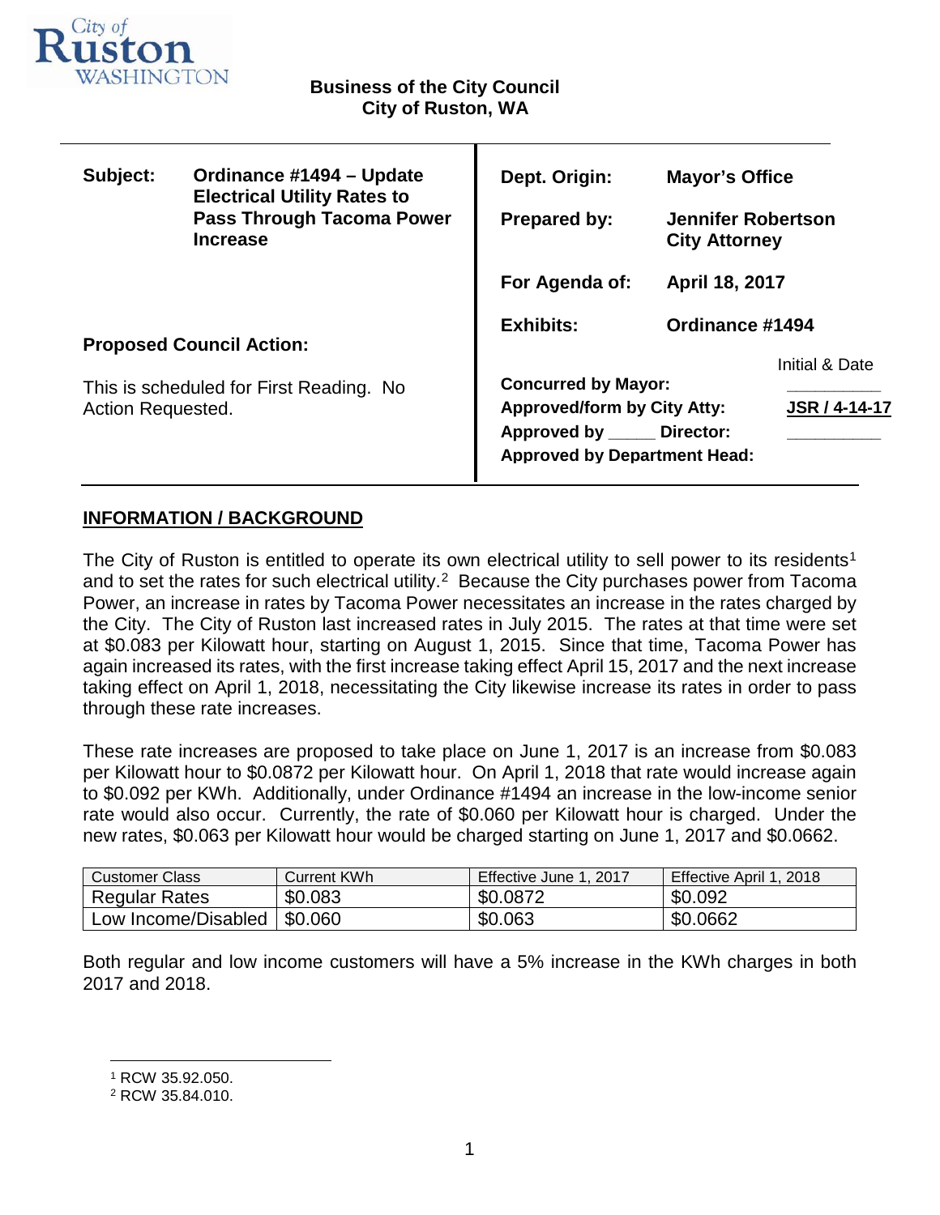City of Ruston WASHINGTON

**Business of the City Council**
**City of Ruston, WA**

| | | | |
|---|---|---|---|
| **Subject:** | **Ordinance #1494 – Update Electrical Utility Rates to Pass Through Tacoma Power Increase** | **Dept. Origin:** | **Mayor's Office** |
| | | **Prepared by:** | **Jennifer Robertson City Attorney** |
| | | **For Agenda of:** | **April 18, 2017** |
| | | **Exhibits:** | **Ordinance #1494** |

**Proposed Council Action:**

This is scheduled for First Reading. No Action Requested.

| | Initial & Date |
|---|---|
| **Concurred by Mayor:** | ________ |
| **Approved/form by City Atty:** | **JSR / 4-14-17** |
| **Approved by _____ Director:** | ________ |
| **Approved by Department Head:** | |

## INFORMATION / BACKGROUND

The City of Ruston is entitled to operate its own electrical utility to sell power to its residents[1] and to set the rates for such electrical utility.[2] Because the City purchases power from Tacoma Power, an increase in rates by Tacoma Power necessitates an increase in the rates charged by the City. The City of Ruston last increased rates in July 2015. The rates at that time were set at $0.083 per Kilowatt hour, starting on August 1, 2015. Since that time, Tacoma Power has again increased its rates, with the first increase taking effect April 15, 2017 and the next increase taking effect on April 1, 2018, necessitating the City likewise increase its rates in order to pass through these rate increases.

These rate increases are proposed to take place on June 1, 2017 is an increase from $0.083 per Kilowatt hour to $0.0872 per Kilowatt hour. On April 1, 2018 that rate would increase again to $0.092 per KWh. Additionally, under Ordinance #1494 an increase in the low-income senior rate would also occur. Currently, the rate of $0.060 per Kilowatt hour is charged. Under the new rates, $0.063 per Kilowatt hour would be charged starting on June 1, 2017 and $0.0662.

| Customer Class | Current KWh | Effective June 1, 2017 | Effective April 1, 2018 |
|---|---|---|---|
| Regular Rates | $0.083 | $0.0872 | $0.092 |
| Low Income/Disabled | $0.060 | $0.063 | $0.0662 |

Both regular and low income customers will have a 5% increase in the KWh charges in both 2017 and 2018.

[1] RCW 35.92.050.
[2] RCW 35.84.010.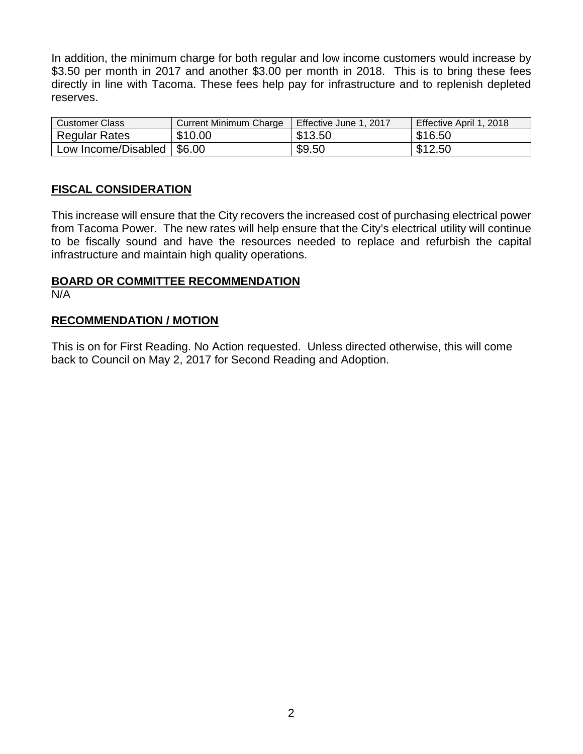In addition, the minimum charge for both regular and low income customers would increase by $3.50 per month in 2017 and another $3.00 per month in 2018. This is to bring these fees directly in line with Tacoma. These fees help pay for infrastructure and to replenish depleted reserves.

| Customer Class | Current Minimum Charge | Effective June 1, 2017 | Effective April 1, 2018 |
| --- | --- | --- | --- |
| Regular Rates | $10.00 | $13.50 | $16.50 |
| Low Income/Disabled | $6.00 | $9.50 | $12.50 |

## FISCAL CONSIDERATION

This increase will ensure that the City recovers the increased cost of purchasing electrical power from Tacoma Power. The new rates will help ensure that the City's electrical utility will continue to be fiscally sound and have the resources needed to replace and refurbish the capital infrastructure and maintain high quality operations.

## BOARD OR COMMITTEE RECOMMENDATION

N/A

## RECOMMENDATION / MOTION

This is on for First Reading. No Action requested. Unless directed otherwise, this will come back to Council on May 2, 2017 for Second Reading and Adoption.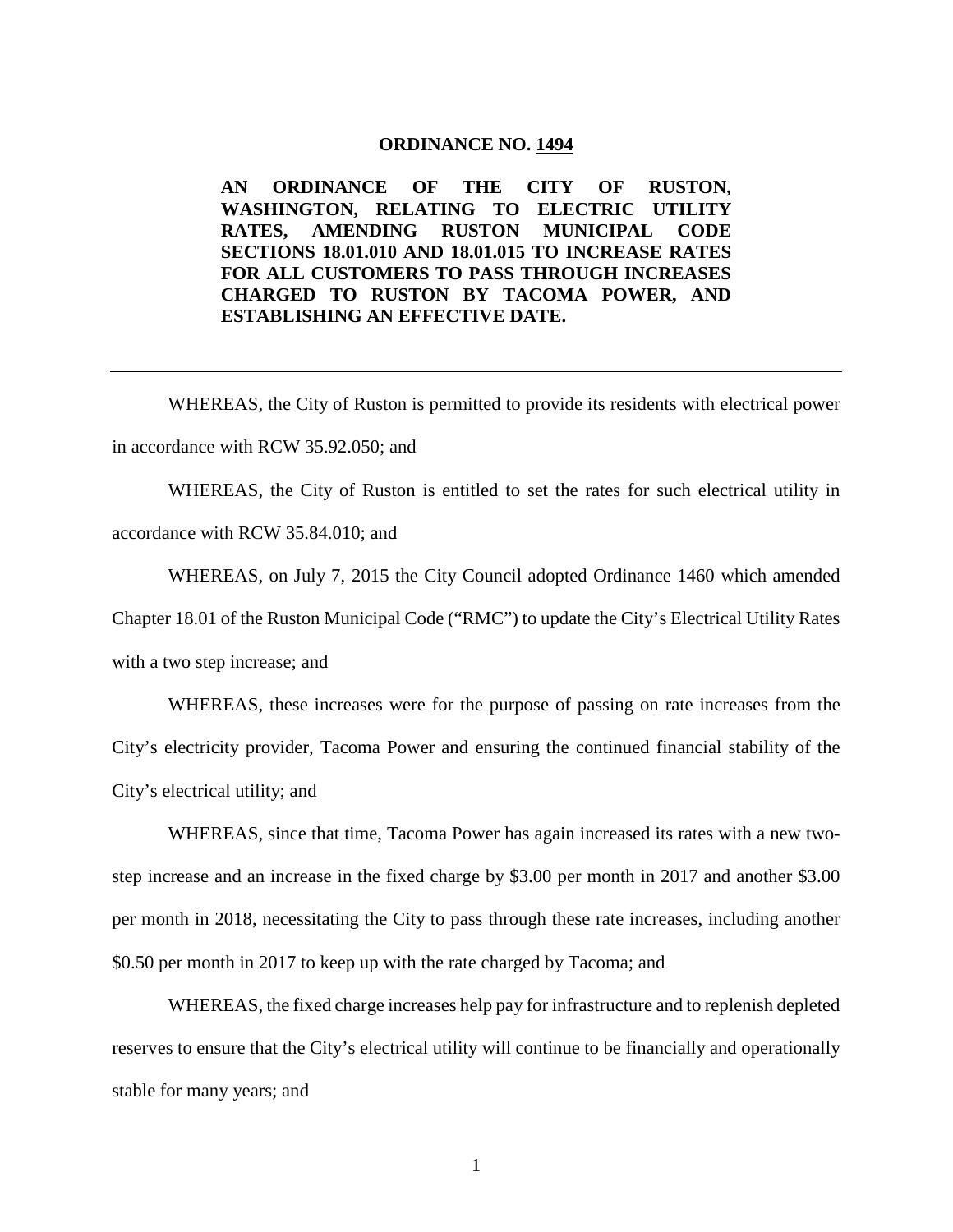**ORDINANCE NO. 1494**

**AN ORDINANCE OF THE CITY OF RUSTON, WASHINGTON, RELATING TO ELECTRIC UTILITY RATES, AMENDING RUSTON MUNICIPAL CODE SECTIONS 18.01.010 AND 18.01.015 TO INCREASE RATES FOR ALL CUSTOMERS TO PASS THROUGH INCREASES CHARGED TO RUSTON BY TACOMA POWER, AND ESTABLISHING AN EFFECTIVE DATE.**

---

WHEREAS, the City of Ruston is permitted to provide its residents with electrical power in accordance with RCW 35.92.050; and

WHEREAS, the City of Ruston is entitled to set the rates for such electrical utility in accordance with RCW 35.84.010; and

WHEREAS, on July 7, 2015 the City Council adopted Ordinance 1460 which amended Chapter 18.01 of the Ruston Municipal Code ("RMC") to update the City's Electrical Utility Rates with a two step increase; and

WHEREAS, these increases were for the purpose of passing on rate increases from the City's electricity provider, Tacoma Power and ensuring the continued financial stability of the City's electrical utility; and

WHEREAS, since that time, Tacoma Power has again increased its rates with a new two-step increase and an increase in the fixed charge by $3.00 per month in 2017 and another $3.00 per month in 2018, necessitating the City to pass through these rate increases, including another $0.50 per month in 2017 to keep up with the rate charged by Tacoma; and

WHEREAS, the fixed charge increases help pay for infrastructure and to replenish depleted reserves to ensure that the City's electrical utility will continue to be financially and operationally stable for many years; and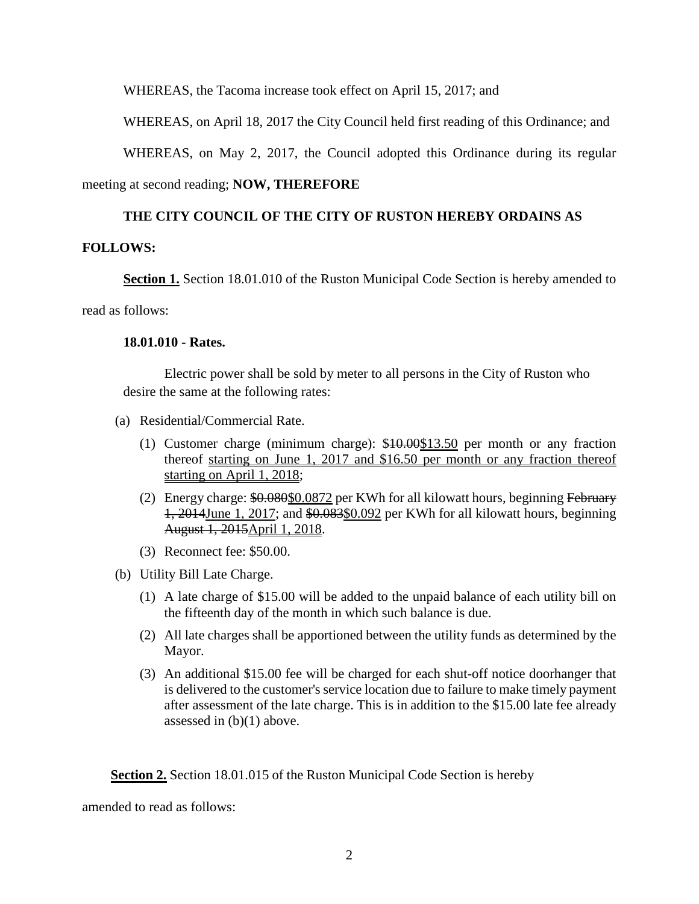WHEREAS, the Tacoma increase took effect on April 15, 2017; and

WHEREAS, on April 18, 2017 the City Council held first reading of this Ordinance; and

WHEREAS, on May 2, 2017, the Council adopted this Ordinance during its regular meeting at second reading; **NOW, THEREFORE**

**THE CITY COUNCIL OF THE CITY OF RUSTON HEREBY ORDAINS AS FOLLOWS:**

**<u>Section 1.</u>** Section 18.01.010 of the Ruston Municipal Code Section is hereby amended to read as follows:

**18.01.010 - Rates.**

Electric power shall be sold by meter to all persons in the City of Ruston who desire the same at the following rates:

(a) Residential/Commercial Rate.

(1) Customer charge (minimum charge): ~~$10.00~~<u>$13.50</u> per month or any fraction thereof <u>starting on June 1, 2017 and $16.50 per month or any fraction thereof starting on April 1, 2018</u>;

(2) Energy charge: ~~$0.080~~<u>$0.0872</u> per KWh for all kilowatt hours, beginning ~~February 1, 2014~~<u>June 1, 2017</u>; and ~~$0.083~~<u>$0.092</u> per KWh for all kilowatt hours, beginning ~~August 1, 2015~~<u>April 1, 2018</u>.

(3) Reconnect fee: $50.00.

(b) Utility Bill Late Charge.

(1) A late charge of $15.00 will be added to the unpaid balance of each utility bill on the fifteenth day of the month in which such balance is due.

(2) All late charges shall be apportioned between the utility funds as determined by the Mayor.

(3) An additional $15.00 fee will be charged for each shut-off notice doorhanger that is delivered to the customer's service location due to failure to make timely payment after assessment of the late charge. This is in addition to the $15.00 late fee already assessed in (b)(1) above.

**<u>Section 2.</u>** Section 18.01.015 of the Ruston Municipal Code Section is hereby amended to read as follows: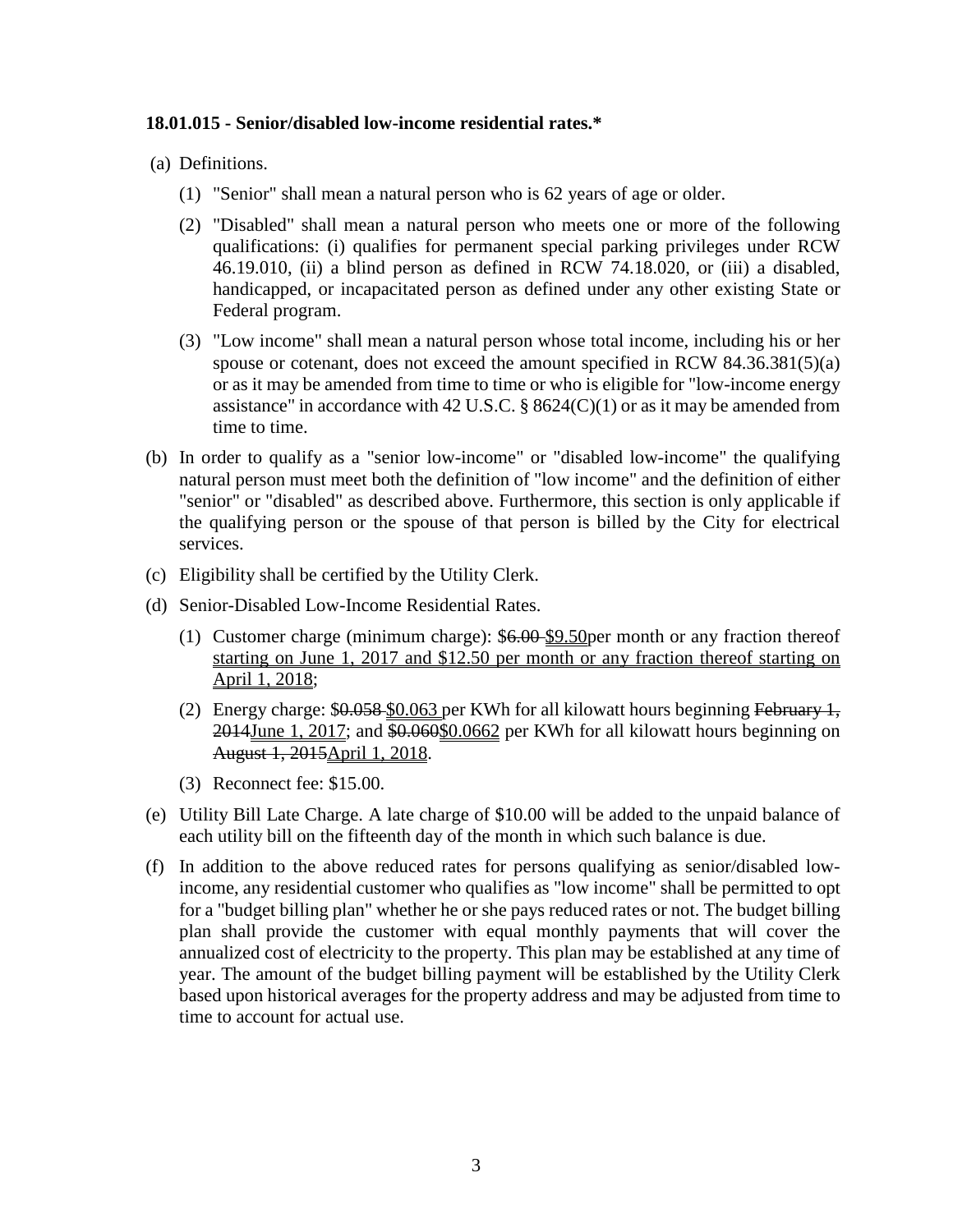**18.01.015 - Senior/disabled low-income residential rates.\***

(a) Definitions.

(1) "Senior" shall mean a natural person who is 62 years of age or older.

(2) "Disabled" shall mean a natural person who meets one or more of the following qualifications: (i) qualifies for permanent special parking privileges under RCW 46.19.010, (ii) a blind person as defined in RCW 74.18.020, or (iii) a disabled, handicapped, or incapacitated person as defined under any other existing State or Federal program.

(3) "Low income" shall mean a natural person whose total income, including his or her spouse or cotenant, does not exceed the amount specified in RCW 84.36.381(5)(a) or as it may be amended from time to time or who is eligible for "low-income energy assistance" in accordance with 42 U.S.C. § 8624(C)(1) or as it may be amended from time to time.

(b) In order to qualify as a "senior low-income" or "disabled low-income" the qualifying natural person must meet both the definition of "low income" and the definition of either "senior" or "disabled" as described above. Furthermore, this section is only applicable if the qualifying person or the spouse of that person is billed by the City for electrical services.

(c) Eligibility shall be certified by the Utility Clerk.

(d) Senior-Disabled Low-Income Residential Rates.

(1) Customer charge (minimum charge): ~~$6.00~~ <u>$9.50</u>per month or any fraction thereof <u>starting on June 1, 2017 and $12.50 per month or any fraction thereof starting on April 1, 2018</u>;

(2) Energy charge: ~~$0.058~~ <u>$0.063</u> per KWh for all kilowatt hours beginning ~~February 1, 2014~~<u>June 1, 2017</u>; and ~~$0.060~~<u>$0.0662</u> per KWh for all kilowatt hours beginning on ~~August 1, 2015~~<u>April 1, 2018</u>.

(3) Reconnect fee: $15.00.

(e) Utility Bill Late Charge. A late charge of $10.00 will be added to the unpaid balance of each utility bill on the fifteenth day of the month in which such balance is due.

(f) In addition to the above reduced rates for persons qualifying as senior/disabled low-income, any residential customer who qualifies as "low income" shall be permitted to opt for a "budget billing plan" whether he or she pays reduced rates or not. The budget billing plan shall provide the customer with equal monthly payments that will cover the annualized cost of electricity to the property. This plan may be established at any time of year. The amount of the budget billing payment will be established by the Utility Clerk based upon historical averages for the property address and may be adjusted from time to time to account for actual use.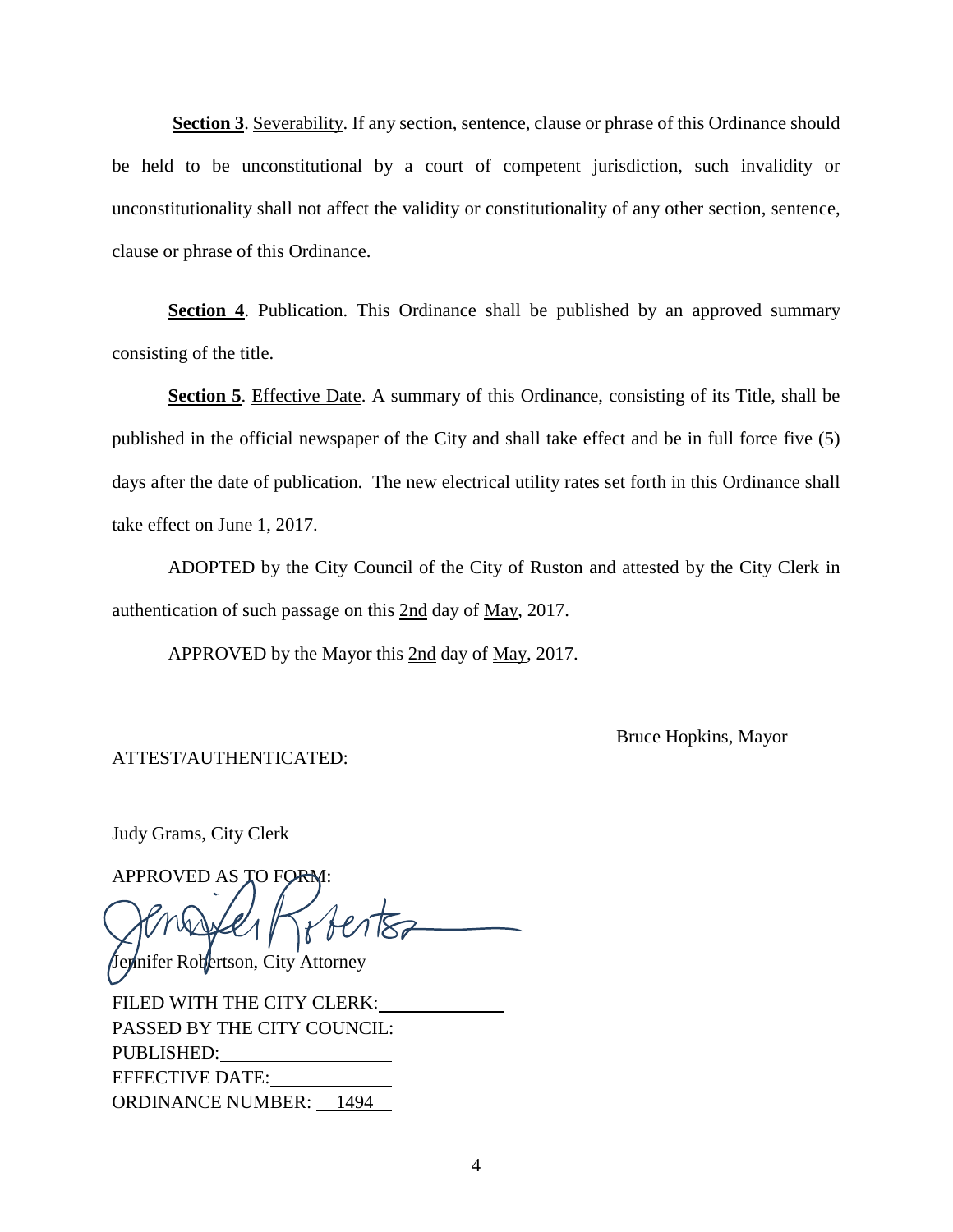**Section 3**. Severability. If any section, sentence, clause or phrase of this Ordinance should be held to be unconstitutional by a court of competent jurisdiction, such invalidity or unconstitutionality shall not affect the validity or constitutionality of any other section, sentence, clause or phrase of this Ordinance.

**Section 4**. Publication. This Ordinance shall be published by an approved summary consisting of the title.

**Section 5**. Effective Date. A summary of this Ordinance, consisting of its Title, shall be published in the official newspaper of the City and shall take effect and be in full force five (5) days after the date of publication. The new electrical utility rates set forth in this Ordinance shall take effect on June 1, 2017.

ADOPTED by the City Council of the City of Ruston and attested by the City Clerk in authentication of such passage on this 2nd day of May, 2017.

APPROVED by the Mayor this 2nd day of May, 2017.

\_\_\_\_\_\_\_\_\_\_\_\_\_\_\_\_\_\_\_\_\_\_\_\_\_\_\_\_\_\_
Bruce Hopkins, Mayor

ATTEST/AUTHENTICATED:

\_\_\_\_\_\_\_\_\_\_\_\_\_\_\_\_\_\_\_\_\_\_\_\_\_\_\_\_\_\_
Judy Grams, City Clerk

APPROVED AS TO FORM:

\_\_\_\_\_\_\_\_\_\_\_\_\_\_\_\_\_\_\_\_\_\_\_\_\_\_\_\_\_\_
Jennifer Robertson, City Attorney

FILED WITH THE CITY CLERK: \_\_\_\_\_\_\_\_\_\_
PASSED BY THE CITY COUNCIL: \_\_\_\_\_\_\_\_\_\_
PUBLISHED: \_\_\_\_\_\_\_\_\_\_
EFFECTIVE DATE: \_\_\_\_\_\_\_\_\_\_
ORDINANCE NUMBER: 1494